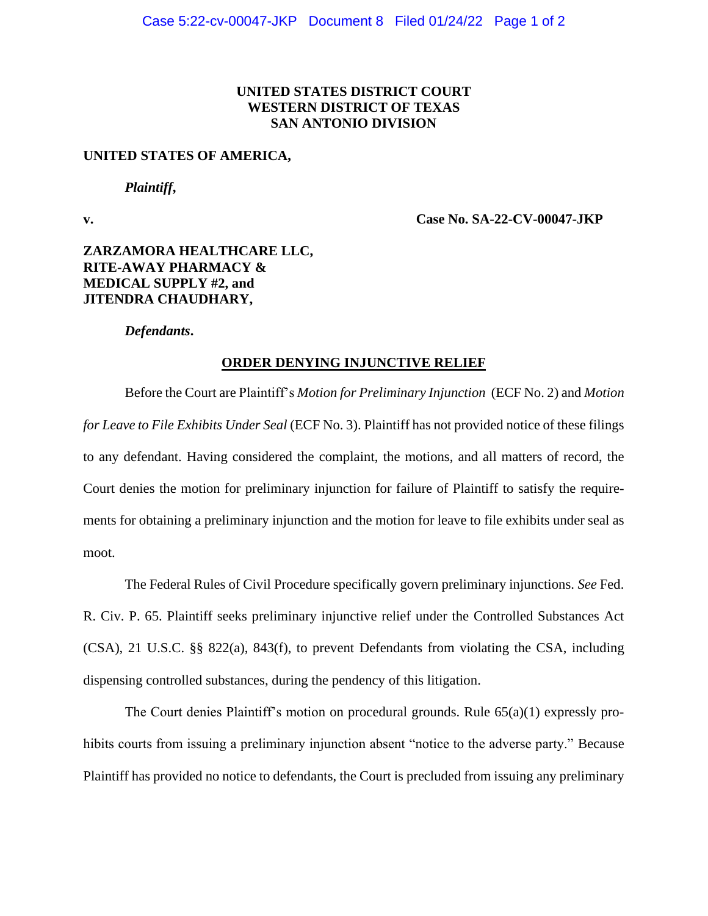**UNITED STATES DISTRICT COURT**
**WESTERN DISTRICT OF TEXAS**
**SAN ANTONIO DIVISION**

**UNITED STATES OF AMERICA,**

***Plaintiff*,**

**v.** **Case No. SA-22-CV-00047-JKP**

**ZARZAMORA HEALTHCARE LLC, RITE-AWAY PHARMACY & MEDICAL SUPPLY #2, and JITENDRA CHAUDHARY,**

***Defendants*.**

**ORDER DENYING INJUNCTIVE RELIEF**

Before the Court are Plaintiff's *Motion for Preliminary Injunction* (ECF No. 2) and *Motion for Leave to File Exhibits Under Seal* (ECF No. 3). Plaintiff has not provided notice of these filings to any defendant. Having considered the complaint, the motions, and all matters of record, the Court denies the motion for preliminary injunction for failure of Plaintiff to satisfy the requirements for obtaining a preliminary injunction and the motion for leave to file exhibits under seal as moot.

The Federal Rules of Civil Procedure specifically govern preliminary injunctions. *See* Fed. R. Civ. P. 65. Plaintiff seeks preliminary injunctive relief under the Controlled Substances Act (CSA), 21 U.S.C. §§ 822(a), 843(f), to prevent Defendants from violating the CSA, including dispensing controlled substances, during the pendency of this litigation.

The Court denies Plaintiff's motion on procedural grounds. Rule 65(a)(1) expressly prohibits courts from issuing a preliminary injunction absent "notice to the adverse party." Because Plaintiff has provided no notice to defendants, the Court is precluded from issuing any preliminary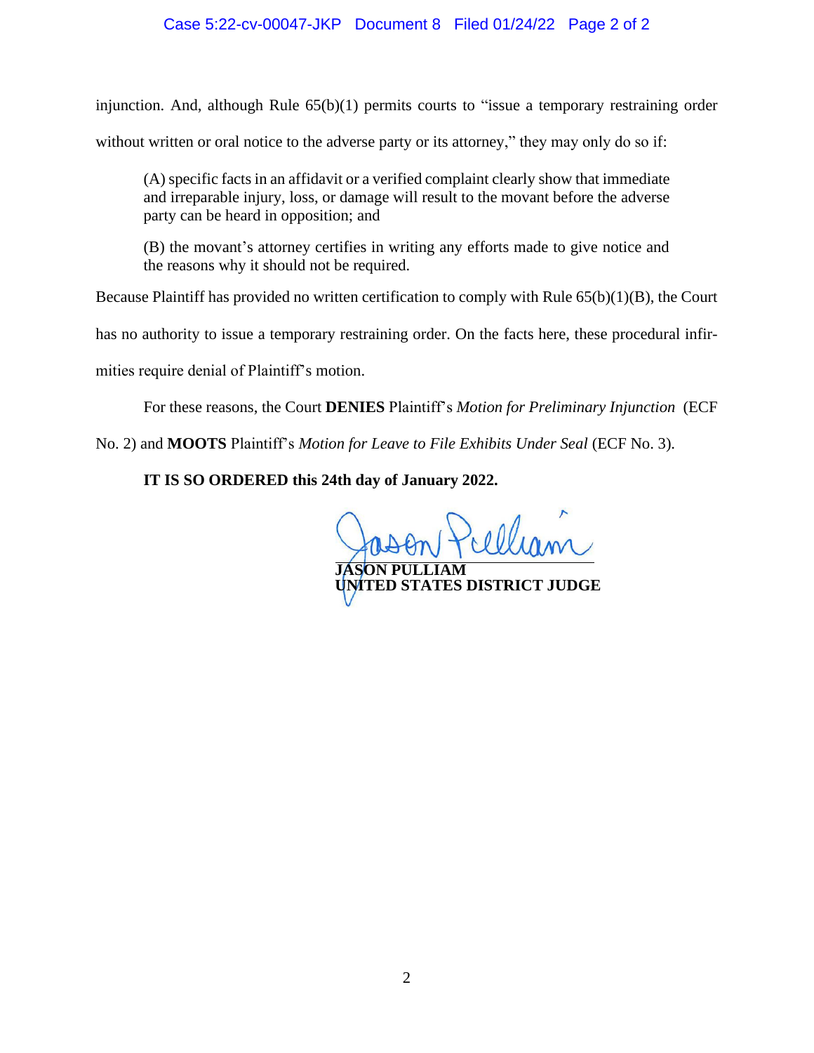injunction. And, although Rule 65(b)(1) permits courts to "issue a temporary restraining order without written or oral notice to the adverse party or its attorney," they may only do so if:

> (A) specific facts in an affidavit or a verified complaint clearly show that immediate and irreparable injury, loss, or damage will result to the movant before the adverse party can be heard in opposition; and
>
> (B) the movant's attorney certifies in writing any efforts made to give notice and the reasons why it should not be required.

Because Plaintiff has provided no written certification to comply with Rule 65(b)(1)(B), the Court has no authority to issue a temporary restraining order. On the facts here, these procedural infirmities require denial of Plaintiff's motion.

For these reasons, the Court **DENIES** Plaintiff's *Motion for Preliminary Injunction* (ECF No. 2) and **MOOTS** Plaintiff's *Motion for Leave to File Exhibits Under Seal* (ECF No. 3).

**IT IS SO ORDERED this 24th day of January 2022.**

Jason Pulliam

**JASON PULLIAM**
**UNITED STATES DISTRICT JUDGE**